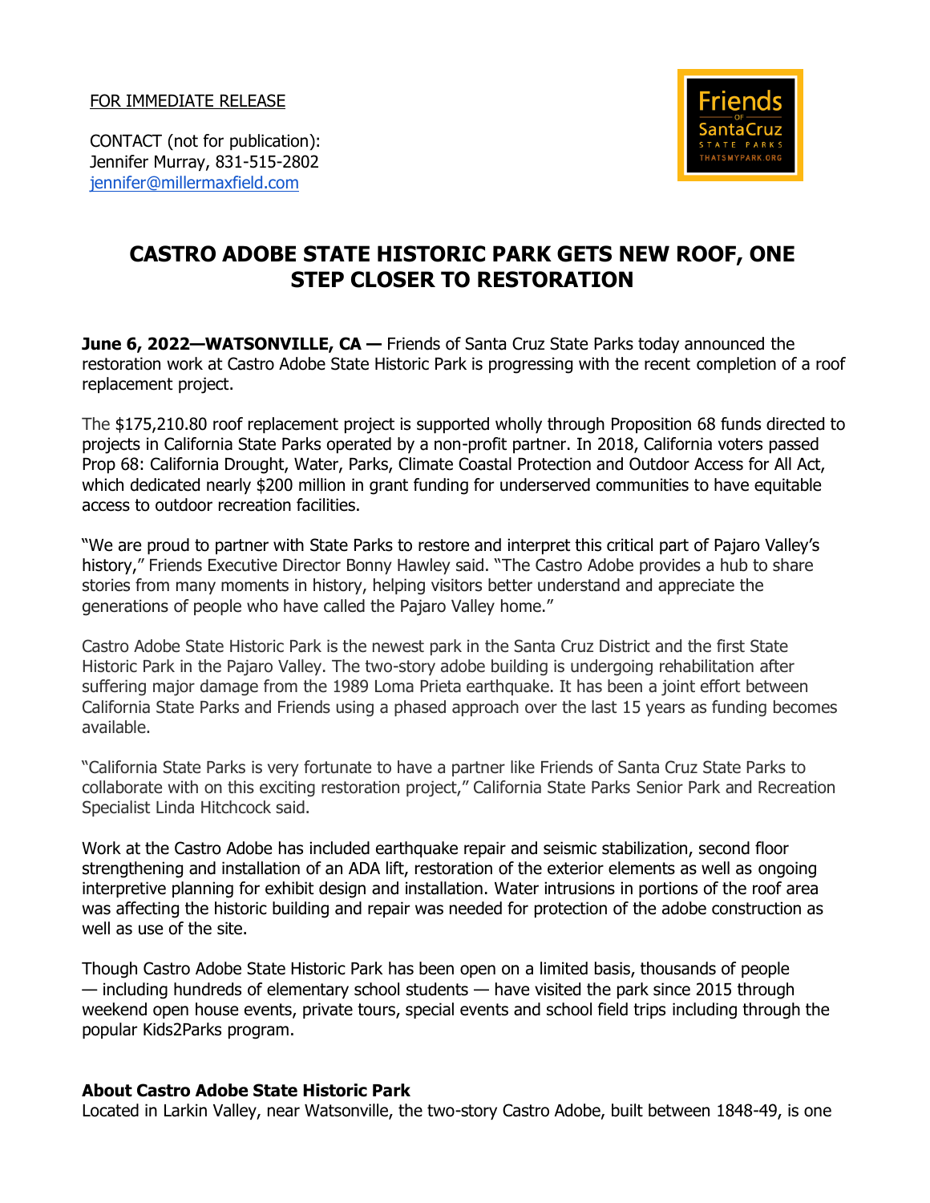FOR IMMEDIATE RELEASE

CONTACT (not for publication):
Jennifer Murray, 831-515-2802
jennifer@millermaxfield.com

Friends of Santa Cruz State Parks
THATSMYPARK.ORG

# CASTRO ADOBE STATE HISTORIC PARK GETS NEW ROOF, ONE STEP CLOSER TO RESTORATION

**June 6, 2022—WATSONVILLE, CA —** Friends of Santa Cruz State Parks today announced the restoration work at Castro Adobe State Historic Park is progressing with the recent completion of a roof replacement project.

The $175,210.80 roof replacement project is supported wholly through Proposition 68 funds directed to projects in California State Parks operated by a non-profit partner. In 2018, California voters passed Prop 68: California Drought, Water, Parks, Climate Coastal Protection and Outdoor Access for All Act, which dedicated nearly $200 million in grant funding for underserved communities to have equitable access to outdoor recreation facilities.

"We are proud to partner with State Parks to restore and interpret this critical part of Pajaro Valley's history," Friends Executive Director Bonny Hawley said. "The Castro Adobe provides a hub to share stories from many moments in history, helping visitors better understand and appreciate the generations of people who have called the Pajaro Valley home."

Castro Adobe State Historic Park is the newest park in the Santa Cruz District and the first State Historic Park in the Pajaro Valley. The two-story adobe building is undergoing rehabilitation after suffering major damage from the 1989 Loma Prieta earthquake. It has been a joint effort between California State Parks and Friends using a phased approach over the last 15 years as funding becomes available.

"California State Parks is very fortunate to have a partner like Friends of Santa Cruz State Parks to collaborate with on this exciting restoration project," California State Parks Senior Park and Recreation Specialist Linda Hitchcock said.

Work at the Castro Adobe has included earthquake repair and seismic stabilization, second floor strengthening and installation of an ADA lift, restoration of the exterior elements as well as ongoing interpretive planning for exhibit design and installation. Water intrusions in portions of the roof area was affecting the historic building and repair was needed for protection of the adobe construction as well as use of the site.

Though Castro Adobe State Historic Park has been open on a limited basis, thousands of people — including hundreds of elementary school students — have visited the park since 2015 through weekend open house events, private tours, special events and school field trips including through the popular Kids2Parks program.

**About Castro Adobe State Historic Park**
Located in Larkin Valley, near Watsonville, the two-story Castro Adobe, built between 1848-49, is one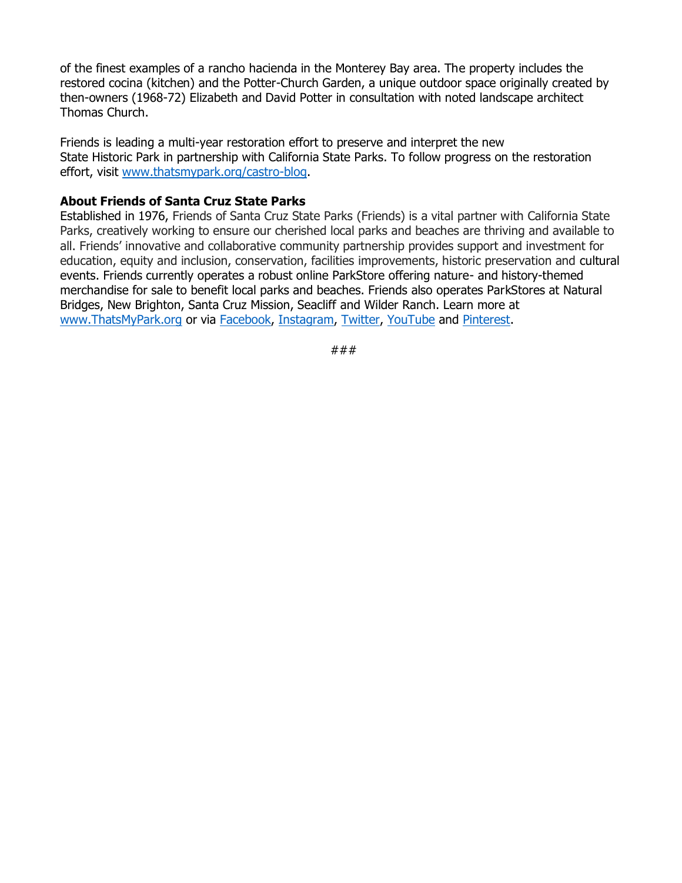of the finest examples of a rancho hacienda in the Monterey Bay area. The property includes the restored cocina (kitchen) and the Potter-Church Garden, a unique outdoor space originally created by then-owners (1968-72) Elizabeth and David Potter in consultation with noted landscape architect Thomas Church.

Friends is leading a multi-year restoration effort to preserve and interpret the new State Historic Park in partnership with California State Parks. To follow progress on the restoration effort, visit www.thatsmypark.org/castro-blog.

**About Friends of Santa Cruz State Parks**

Established in 1976, Friends of Santa Cruz State Parks (Friends) is a vital partner with California State Parks, creatively working to ensure our cherished local parks and beaches are thriving and available to all. Friends' innovative and collaborative community partnership provides support and investment for education, equity and inclusion, conservation, facilities improvements, historic preservation and cultural events. Friends currently operates a robust online ParkStore offering nature- and history-themed merchandise for sale to benefit local parks and beaches. Friends also operates ParkStores at Natural Bridges, New Brighton, Santa Cruz Mission, Seacliff and Wilder Ranch. Learn more at www.ThatsMyPark.org or via Facebook, Instagram, Twitter, YouTube and Pinterest.

###